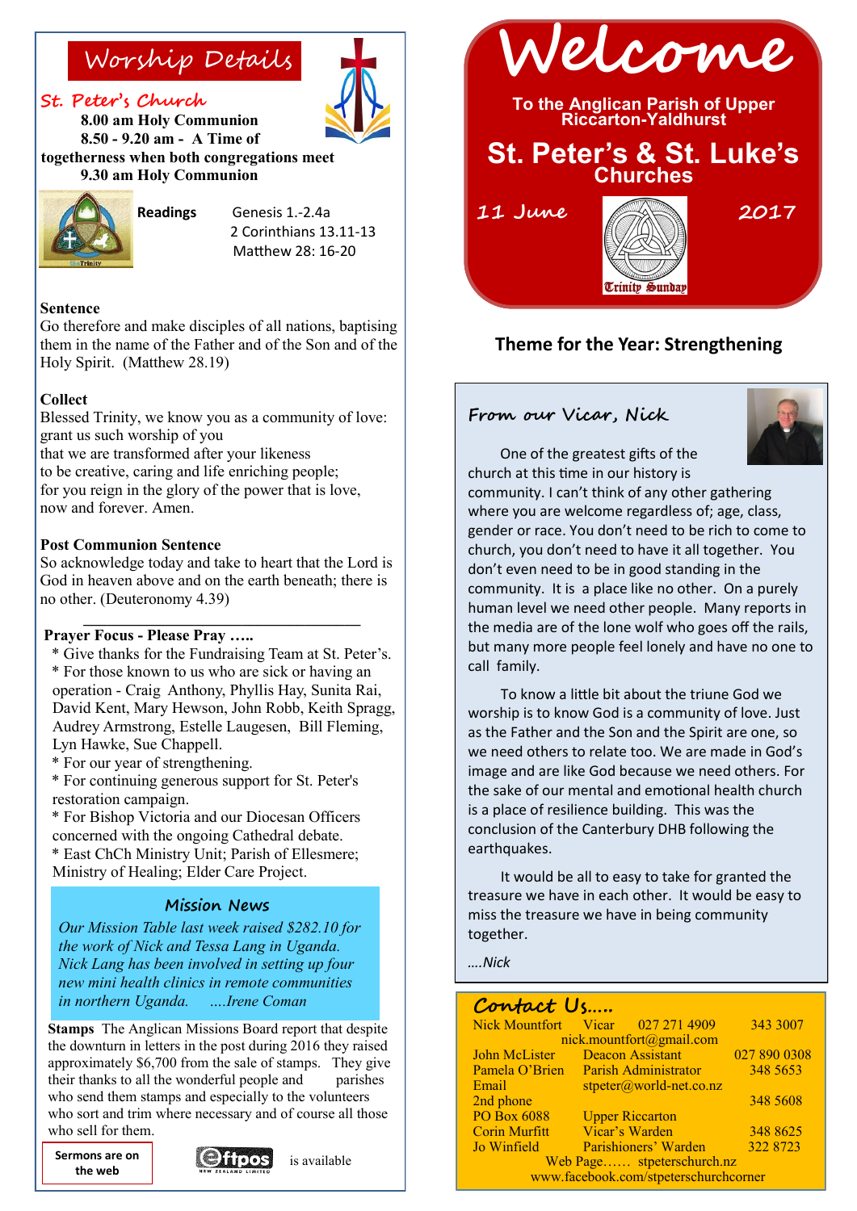# Welcome

**To the Anglican Parish of Upper Riccarton-Yaldhurst**

## St. Peter's & St. Luke's Churches

11 June 2017

Trinity Sunday

**Theme for the Year: Strengthening**

## Worship Details

### St. Peter's Church

**8.00 am Holy Communion**
**8.50 - 9.20 am - A Time of togetherness when both congregations meet**
**9.30 am Holy Communion**

**Readings**
Genesis 1.-2.4a
2 Corinthians 13.11-13
Matthew 28: 16-20

**Sentence**
Go therefore and make disciples of all nations, baptising them in the name of the Father and of the Son and of the Holy Spirit. (Matthew 28.19)

**Collect**
Blessed Trinity, we know you as a community of love:
grant us such worship of you
that we are transformed after your likeness
to be creative, caring and life enriching people;
for you reign in the glory of the power that is love,
now and forever. Amen.

**Post Communion Sentence**
So acknowledge today and take to heart that the Lord is God in heaven above and on the earth beneath; there is no other. (Deuteronomy 4.39)

**Prayer Focus - Please Pray …..**

* Give thanks for the Fundraising Team at St. Peter's.
* For those known to us who are sick or having an operation - Craig Anthony, Phyllis Hay, Sunita Rai, David Kent, Mary Hewson, John Robb, Keith Spragg, Audrey Armstrong, Estelle Laugesen, Bill Fleming, Lyn Hawke, Sue Chappell.
* For our year of strengthening.
* For continuing generous support for St. Peter's restoration campaign.
* For Bishop Victoria and our Diocesan Officers concerned with the ongoing Cathedral debate.
* East ChCh Ministry Unit; Parish of Ellesmere; Ministry of Healing; Elder Care Project.

### Mission News

*Our Mission Table last week raised $282.10 for the work of Nick and Tessa Lang in Uganda. Nick Lang has been involved in setting up four new mini health clinics in remote communities in northern Uganda. ….Irene Coman*

**Stamps** The Anglican Missions Board report that despite the downturn in letters in the post during 2016 they raised approximately $6,700 from the sale of stamps. They give their thanks to all the wonderful people and parishes who send them stamps and especially to the volunteers who sort and trim where necessary and of course all those who sell for them.

**Sermons are on the web**

Eftpos is available

### From our Vicar, Nick

One of the greatest gifts of the church at this time in our history is community. I can't think of any other gathering where you are welcome regardless of; age, class, gender or race. You don't need to be rich to come to church, you don't need to have it all together. You don't even need to be in good standing in the community. It is a place like no other. On a purely human level we need other people. Many reports in the media are of the lone wolf who goes off the rails, but many more people feel lonely and have no one to call family.

To know a little bit about the triune God we worship is to know God is a community of love. Just as the Father and the Son and the Spirit are one, so we need others to relate too. We are made in God's image and are like God because we need others. For the sake of our mental and emotional health church is a place of resilience building. This was the conclusion of the Canterbury DHB following the earthquakes.

It would be all to easy to take for granted the treasure we have in each other. It would be easy to miss the treasure we have in being community together.

*….Nick*

### Contact Us…..

| | | |
|---|---|---|
| Nick Mountfort | Vicar 027 271 4909 | 343 3007 |
| | nick.mountfort@gmail.com | |
| John McLister | Deacon Assistant | 027 890 0308 |
| Pamela O'Brien | Parish Administrator | 348 5653 |
| Email | stpeter@world-net.co.nz | |
| 2nd phone | | 348 5608 |
| PO Box 6088 | Upper Riccarton | |
| Corin Murfitt | Vicar's Warden | 348 8625 |
| Jo Winfield | Parishioners' Warden | 322 8723 |

Web Page…… stpeterschurch.nz
www.facebook.com/stpeterschurchcorner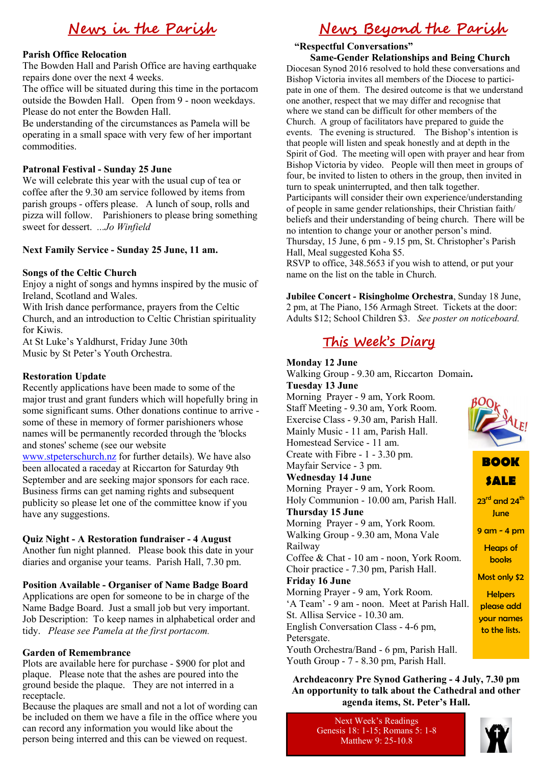# News in the Parish

**Parish Office Relocation**

The Bowden Hall and Parish Office are having earthquake repairs done over the next 4 weeks.

The office will be situated during this time in the portacom outside the Bowden Hall. Open from 9 - noon weekdays. Please do not enter the Bowden Hall.

Be understanding of the circumstances as Pamela will be operating in a small space with very few of her important commodities.

**Patronal Festival - Sunday 25 June**

We will celebrate this year with the usual cup of tea or coffee after the 9.30 am service followed by items from parish groups - offers please. A lunch of soup, rolls and pizza will follow. Parishioners to please bring something sweet for dessert. *...Jo Winfield*

**Next Family Service - Sunday 25 June, 11 am.**

**Songs of the Celtic Church**

Enjoy a night of songs and hymns inspired by the music of Ireland, Scotland and Wales.

With Irish dance performance, prayers from the Celtic Church, and an introduction to Celtic Christian spirituality for Kiwis.

At St Luke's Yaldhurst, Friday June 30th

Music by St Peter's Youth Orchestra.

**Restoration Update**

Recently applications have been made to some of the major trust and grant funders which will hopefully bring in some significant sums. Other donations continue to arrive - some of these in memory of former parishioners whose names will be permanently recorded through the 'blocks and stones' scheme (see our website www.stpeterschurch.nz for further details). We have also been allocated a raceday at Riccarton for Saturday 9th September and are seeking major sponsors for each race. Business firms can get naming rights and subsequent publicity so please let one of the committee know if you have any suggestions.

**Quiz Night - A Restoration fundraiser - 4 August**

Another fun night planned. Please book this date in your diaries and organise your teams. Parish Hall, 7.30 pm.

**Position Available - Organiser of Name Badge Board**

Applications are open for someone to be in charge of the Name Badge Board. Just a small job but very important. Job Description: To keep names in alphabetical order and tidy. *Please see Pamela at the first portacom.*

**Garden of Remembrance**

Plots are available here for purchase - $900 for plot and plaque. Please note that the ashes are poured into the ground beside the plaque. They are not interred in a receptacle.

Because the plaques are small and not a lot of wording can be included on them we have a file in the office where you can record any information you would like about the person being interred and this can be viewed on request.

# News Beyond the Parish

**"Respectful Conversations"**
**Same-Gender Relationships and Being Church**

Diocesan Synod 2016 resolved to hold these conversations and Bishop Victoria invites all members of the Diocese to participate in one of them. The desired outcome is that we understand one another, respect that we may differ and recognise that where we stand can be difficult for other members of the Church. A group of facilitators have prepared to guide the events. The evening is structured. The Bishop's intention is that people will listen and speak honestly and at depth in the Spirit of God. The meeting will open with prayer and hear from Bishop Victoria by video. People will then meet in groups of four, be invited to listen to others in the group, then invited in turn to speak uninterrupted, and then talk together.

Participants will consider their own experience/understanding of people in same gender relationships, their Christian faith/beliefs and their understanding of being church. There will be no intention to change your or another person's mind.

Thursday, 15 June, 6 pm - 9.15 pm, St. Christopher's Parish Hall, Meal suggested Koha $5.

RSVP to office, 348.5653 if you wish to attend, or put your name on the list on the table in Church.

**Jubilee Concert - Risingholme Orchestra**, Sunday 18 June, 2 pm, at The Piano, 156 Armagh Street. Tickets at the door: Adults $12; School Children $3. *See poster on noticeboard.*

# This Week's Diary

**Monday 12 June**
Walking Group - 9.30 am, Riccarton Domain.

**Tuesday 13 June**
Morning Prayer - 9 am, York Room.
Staff Meeting - 9.30 am, York Room.
Exercise Class - 9.30 am, Parish Hall.
Mainly Music - 11 am, Parish Hall.
Homestead Service - 11 am.
Create with Fibre - 1 - 3.30 pm.
Mayfair Service - 3 pm.

**Wednesday 14 June**
Morning Prayer - 9 am, York Room.
Holy Communion - 10.00 am, Parish Hall.

**Thursday 15 June**
Morning Prayer - 9 am, York Room.
Walking Group - 9.30 am, Mona Vale Railway
Coffee & Chat - 10 am - noon, York Room.
Choir practice - 7.30 pm, Parish Hall.

**Friday 16 June**
Morning Prayer - 9 am, York Room.
'A Team' - 9 am - noon. Meet at Parish Hall.
St. Allisa Service - 10.30 am.
English Conversation Class - 4-6 pm, Petersgate.
Youth Orchestra/Band - 6 pm, Parish Hall.
Youth Group - 7 - 8.30 pm, Parish Hall.

**BOOK SALE**

23rd and 24th June

9 am - 4 pm

Heaps of books

Most only $2

Helpers please add your names to the lists.

**Archdeaconry Pre Synod Gathering - 4 July, 7.30 pm**
**An opportunity to talk about the Cathedral and other agenda items, St. Peter's Hall.**

Next Week's Readings
Genesis 18: 1-15; Romans 5: 1-8
Matthew 9: 25-10.8